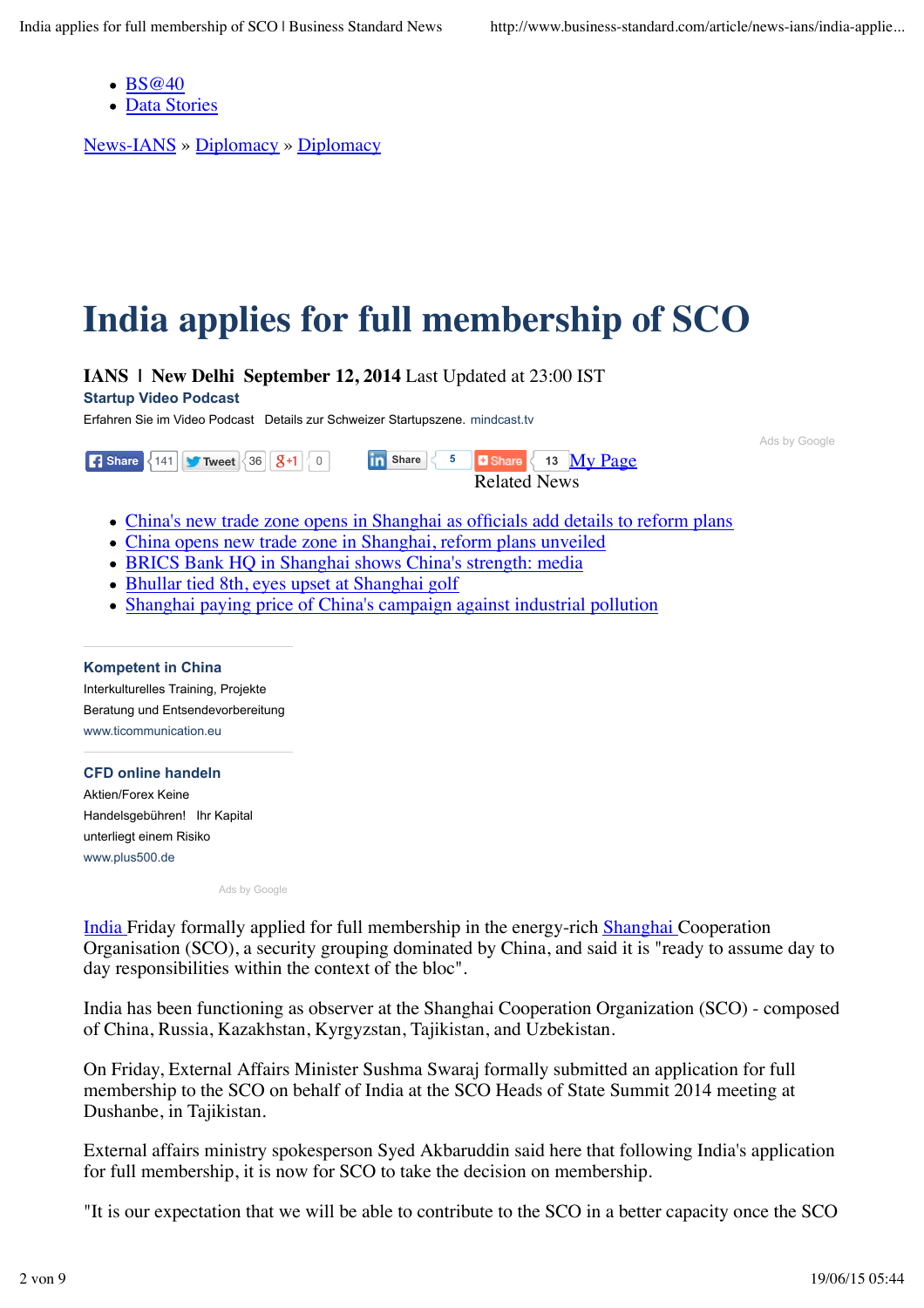- BS@40
- Data Stories

News-IANS » Diplomacy » Diplomacy

# India applies for full membership of SCO

**IANS | New Delhi September 12, 2014** Last Updated at 23:00 IST

**Startup Video Podcast**
Erfahren Sie im Video Podcast Details zur Schweizer Startupszene. mindcast.tv

Ads by Google

Share 141 Tweet 36 +1 0 Share 5 Share 13 My Page

Related News

- China's new trade zone opens in Shanghai as officials add details to reform plans
- China opens new trade zone in Shanghai, reform plans unveiled
- BRICS Bank HQ in Shanghai shows China's strength: media
- Bhullar tied 8th, eyes upset at Shanghai golf
- Shanghai paying price of China's campaign against industrial pollution

**Kompetent in China**
Interkulturelles Training, Projekte Beratung und Entsendevorbereitung
www.ticommunication.eu

**CFD online handeln**
Aktien/Forex Keine Handelsgebühren! Ihr Kapital unterliegt einem Risiko
www.plus500.de

Ads by Google

India Friday formally applied for full membership in the energy-rich Shanghai Cooperation Organisation (SCO), a security grouping dominated by China, and said it is "ready to assume day to day responsibilities within the context of the bloc".

India has been functioning as observer at the Shanghai Cooperation Organization (SCO) - composed of China, Russia, Kazakhstan, Kyrgyzstan, Tajikistan, and Uzbekistan.

On Friday, External Affairs Minister Sushma Swaraj formally submitted an application for full membership to the SCO on behalf of India at the SCO Heads of State Summit 2014 meeting at Dushanbe, in Tajikistan.

External affairs ministry spokesperson Syed Akbaruddin said here that following India's application for full membership, it is now for SCO to take the decision on membership.

"It is our expectation that we will be able to contribute to the SCO in a better capacity once the SCO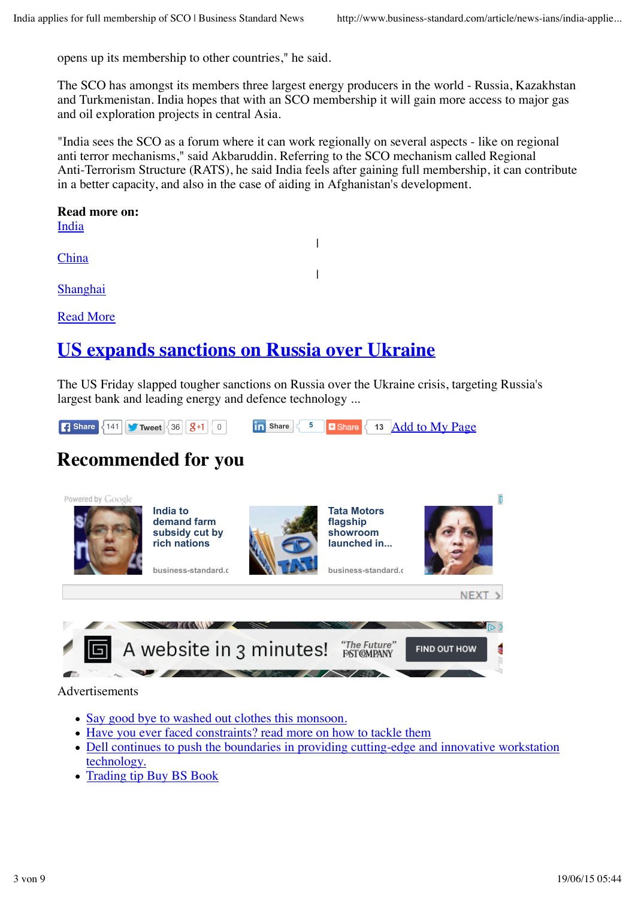opens up its membership to other countries," he said.

The SCO has amongst its members three largest energy producers in the world - Russia, Kazakhstan and Turkmenistan. India hopes that with an SCO membership it will gain more access to major gas and oil exploration projects in central Asia.

"India sees the SCO as a forum where it can work regionally on several aspects - like on regional anti terror mechanisms," said Akbaruddin. Referring to the SCO mechanism called Regional Anti-Terrorism Structure (RATS), he said India feels after gaining full membership, it can contribute in a better capacity, and also in the case of aiding in Afghanistan's development.

**Read more on:**
India

|

China

|

Shanghai

Read More

## US expands sanctions on Russia over Ukraine

The US Friday slapped tougher sanctions on Russia over the Ukraine crisis, targeting Russia's largest bank and leading energy and defence technology ...

Share 141 Tweet 36 +1 0 Share 5 Share 13 Add to My Page

## Recommended for you

Powered by Google

India to demand farm subsidy cut by rich nations
business-standard.c

Tata Motors flagship showroom launched in...
business-standard.c

NEXT

A website in 3 minutes! "The Future" FAST COMPANY FIND OUT HOW

Advertisements

- Say good bye to washed out clothes this monsoon.
- Have you ever faced constraints? read more on how to tackle them
- Dell continues to push the boundaries in providing cutting-edge and innovative workstation technology.
- Trading tip Buy BS Book